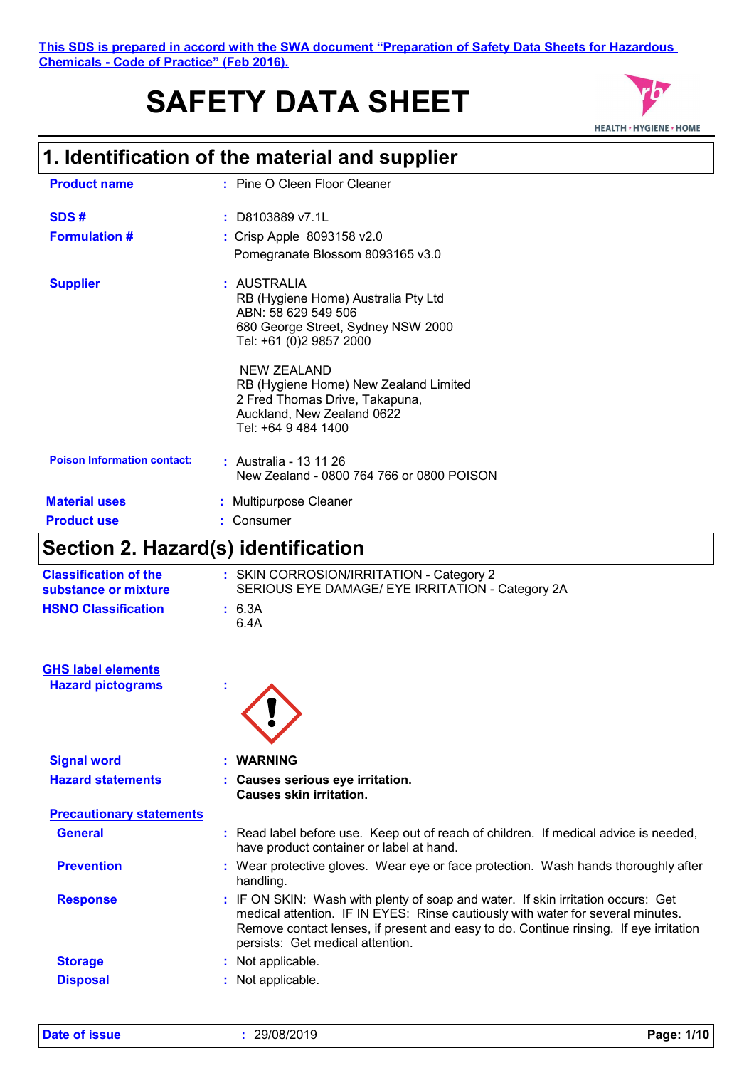This SDS is prepared in accord with the SWA document "Preparation of Safety Data Sheets for Hazardous Chemicals - Code of Practice" (Feb 2016).

# SAFETY DATA SHEET

## 1. Identification of the material and supplier

**Product name** : Pine O Cleen Floor Cleaner

**SDS #** : D8103889 v7.1L

**Formulation #** : Crisp Apple 8093158 v2.0
Pomegranate Blossom 8093165 v3.0

**Supplier** : AUSTRALIA
RB (Hygiene Home) Australia Pty Ltd
ABN: 58 629 549 506
680 George Street, Sydney NSW 2000
Tel: +61 (0)2 9857 2000

NEW ZEALAND
RB (Hygiene Home) New Zealand Limited
2 Fred Thomas Drive, Takapuna,
Auckland, New Zealand 0622
Tel: +64 9 484 1400

**Poison Information contact:** : Australia - 13 11 26
New Zealand - 0800 764 766 or 0800 POISON

**Material uses** : Multipurpose Cleaner

**Product use** : Consumer

## Section 2. Hazard(s) identification

**Classification of the substance or mixture** : SKIN CORROSION/IRRITATION - Category 2
SERIOUS EYE DAMAGE/ EYE IRRITATION - Category 2A

**HSNO Classification** : 6.3A
6.4A

**GHS label elements**

**Hazard pictograms** :

**Signal word** : **WARNING**

**Hazard statements** : **Causes serious eye irritation.**
**Causes skin irritation.**

**Precautionary statements**

**General** : Read label before use. Keep out of reach of children. If medical advice is needed, have product container or label at hand.

**Prevention** : Wear protective gloves. Wear eye or face protection. Wash hands thoroughly after handling.

**Response** : IF ON SKIN: Wash with plenty of soap and water. If skin irritation occurs: Get medical attention. IF IN EYES: Rinse cautiously with water for several minutes. Remove contact lenses, if present and easy to do. Continue rinsing. If eye irritation persists: Get medical attention.

**Storage** : Not applicable.

**Disposal** : Not applicable.

**Date of issue** : 29/08/2019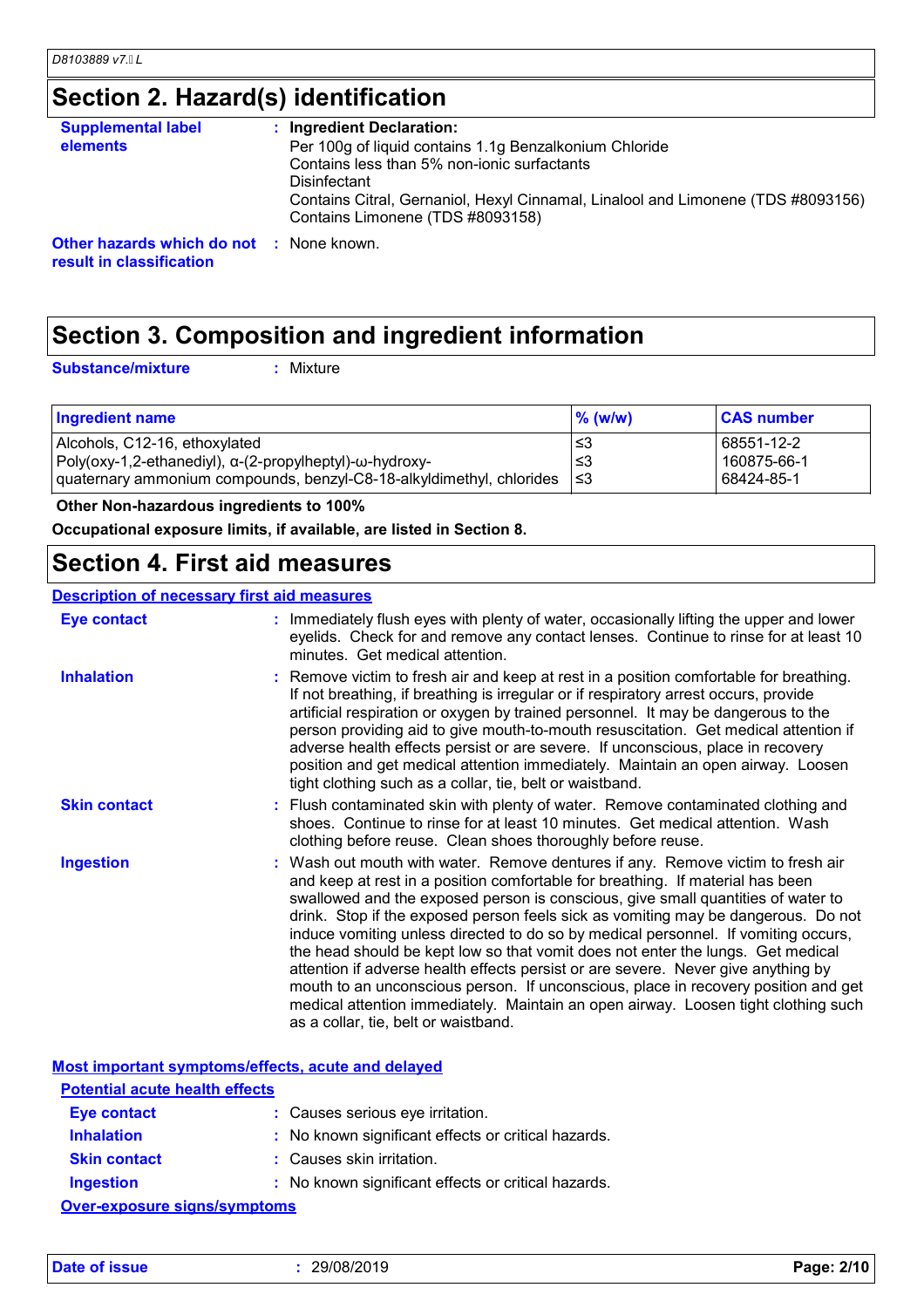## Section 2. Hazard(s) identification

**Supplemental label elements** : **Ingredient Declaration:**
Per 100g of liquid contains 1.1g Benzalkonium Chloride
Contains less than 5% non-ionic surfactants
Disinfectant
Contains Citral, Gernaniol, Hexyl Cinnamal, Linalool and Limonene (TDS #8093156)
Contains Limonene (TDS #8093158)

**Other hazards which do not result in classification** : None known.

## Section 3. Composition and ingredient information

**Substance/mixture** : Mixture

| Ingredient name | % (w/w) | CAS number |
|---|---|---|
| Alcohols, C12-16, ethoxylated | ≤3 | 68551-12-2 |
| Poly(oxy-1,2-ethanediyl), α-(2-propylheptyl)-ω-hydroxy- | ≤3 | 160875-66-1 |
| quaternary ammonium compounds, benzyl-C8-18-alkyldimethyl, chlorides | ≤3 | 68424-85-1 |

**Other Non-hazardous ingredients to 100%**

**Occupational exposure limits, if available, are listed in Section 8.**

## Section 4. First aid measures

### Description of necessary first aid measures

**Eye contact** : Immediately flush eyes with plenty of water, occasionally lifting the upper and lower eyelids. Check for and remove any contact lenses. Continue to rinse for at least 10 minutes. Get medical attention.

**Inhalation** : Remove victim to fresh air and keep at rest in a position comfortable for breathing. If not breathing, if breathing is irregular or if respiratory arrest occurs, provide artificial respiration or oxygen by trained personnel. It may be dangerous to the person providing aid to give mouth-to-mouth resuscitation. Get medical attention if adverse health effects persist or are severe. If unconscious, place in recovery position and get medical attention immediately. Maintain an open airway. Loosen tight clothing such as a collar, tie, belt or waistband.

**Skin contact** : Flush contaminated skin with plenty of water. Remove contaminated clothing and shoes. Continue to rinse for at least 10 minutes. Get medical attention. Wash clothing before reuse. Clean shoes thoroughly before reuse.

**Ingestion** : Wash out mouth with water. Remove dentures if any. Remove victim to fresh air and keep at rest in a position comfortable for breathing. If material has been swallowed and the exposed person is conscious, give small quantities of water to drink. Stop if the exposed person feels sick as vomiting may be dangerous. Do not induce vomiting unless directed to do so by medical personnel. If vomiting occurs, the head should be kept low so that vomit does not enter the lungs. Get medical attention if adverse health effects persist or are severe. Never give anything by mouth to an unconscious person. If unconscious, place in recovery position and get medical attention immediately. Maintain an open airway. Loosen tight clothing such as a collar, tie, belt or waistband.

### Most important symptoms/effects, acute and delayed

#### Potential acute health effects

**Eye contact** : Causes serious eye irritation.

**Inhalation** : No known significant effects or critical hazards.

**Skin contact** : Causes skin irritation.

**Ingestion** : No known significant effects or critical hazards.

#### Over-exposure signs/symptoms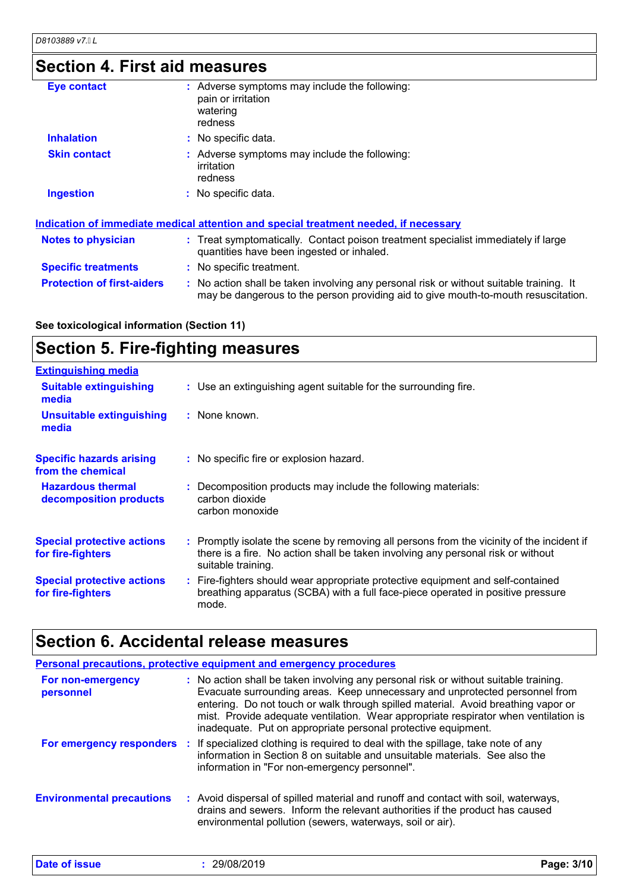## Section 4. First aid measures

| | |
|---|---|
| **Eye contact** | : Adverse symptoms may include the following:<br>pain or irritation<br>watering<br>redness |
| **Inhalation** | : No specific data. |
| **Skin contact** | : Adverse symptoms may include the following:<br>irritation<br>redness |
| **Ingestion** | : No specific data. |

### Indication of immediate medical attention and special treatment needed, if necessary

| | |
|---|---|
| **Notes to physician** | : Treat symptomatically. Contact poison treatment specialist immediately if large quantities have been ingested or inhaled. |
| **Specific treatments** | : No specific treatment. |
| **Protection of first-aiders** | : No action shall be taken involving any personal risk or without suitable training. It may be dangerous to the person providing aid to give mouth-to-mouth resuscitation. |

**See toxicological information (Section 11)**

## Section 5. Fire-fighting measures

### Extinguishing media

| | |
|---|---|
| **Suitable extinguishing media** | : Use an extinguishing agent suitable for the surrounding fire. |
| **Unsuitable extinguishing media** | : None known. |
| **Specific hazards arising from the chemical** | : No specific fire or explosion hazard. |
| **Hazardous thermal decomposition products** | : Decomposition products may include the following materials:<br>carbon dioxide<br>carbon monoxide |
| **Special protective actions for fire-fighters** | : Promptly isolate the scene by removing all persons from the vicinity of the incident if there is a fire. No action shall be taken involving any personal risk or without suitable training. |
| **Special protective actions for fire-fighters** | : Fire-fighters should wear appropriate protective equipment and self-contained breathing apparatus (SCBA) with a full face-piece operated in positive pressure mode. |

## Section 6. Accidental release measures

### Personal precautions, protective equipment and emergency procedures

| | |
|---|---|
| **For non-emergency personnel** | : No action shall be taken involving any personal risk or without suitable training. Evacuate surrounding areas. Keep unnecessary and unprotected personnel from entering. Do not touch or walk through spilled material. Avoid breathing vapor or mist. Provide adequate ventilation. Wear appropriate respirator when ventilation is inadequate. Put on appropriate personal protective equipment. |
| **For emergency responders** | : If specialized clothing is required to deal with the spillage, take note of any information in Section 8 on suitable and unsuitable materials. See also the information in "For non-emergency personnel". |
| **Environmental precautions** | : Avoid dispersal of spilled material and runoff and contact with soil, waterways, drains and sewers. Inform the relevant authorities if the product has caused environmental pollution (sewers, waterways, soil or air). |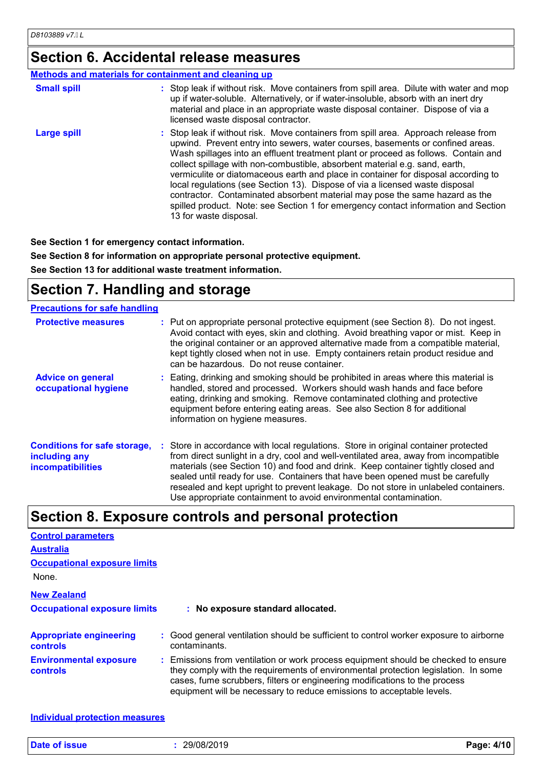## Section 6. Accidental release measures

### Methods and materials for containment and cleaning up

| | |
|---|---|
| **Small spill** | Stop leak if without risk. Move containers from spill area. Dilute with water and mop up if water-soluble. Alternatively, or if water-insoluble, absorb with an inert dry material and place in an appropriate waste disposal container. Dispose of via a licensed waste disposal contractor. |
| **Large spill** | Stop leak if without risk. Move containers from spill area. Approach release from upwind. Prevent entry into sewers, water courses, basements or confined areas. Wash spillages into an effluent treatment plant or proceed as follows. Contain and collect spillage with non-combustible, absorbent material e.g. sand, earth, vermiculite or diatomaceous earth and place in container for disposal according to local regulations (see Section 13). Dispose of via a licensed waste disposal contractor. Contaminated absorbent material may pose the same hazard as the spilled product. Note: see Section 1 for emergency contact information and Section 13 for waste disposal. |

**See Section 1 for emergency contact information.**

**See Section 8 for information on appropriate personal protective equipment.**

**See Section 13 for additional waste treatment information.**

## Section 7. Handling and storage

### Precautions for safe handling

| | |
|---|---|
| **Protective measures** | Put on appropriate personal protective equipment (see Section 8). Do not ingest. Avoid contact with eyes, skin and clothing. Avoid breathing vapor or mist. Keep in the original container or an approved alternative made from a compatible material, kept tightly closed when not in use. Empty containers retain product residue and can be hazardous. Do not reuse container. |
| **Advice on general occupational hygiene** | Eating, drinking and smoking should be prohibited in areas where this material is handled, stored and processed. Workers should wash hands and face before eating, drinking and smoking. Remove contaminated clothing and protective equipment before entering eating areas. See also Section 8 for additional information on hygiene measures. |
| **Conditions for safe storage, including any incompatibilities** | Store in accordance with local regulations. Store in original container protected from direct sunlight in a dry, cool and well-ventilated area, away from incompatible materials (see Section 10) and food and drink. Keep container tightly closed and sealed until ready for use. Containers that have been opened must be carefully resealed and kept upright to prevent leakage. Do not store in unlabeled containers. Use appropriate containment to avoid environmental contamination. |

## Section 8. Exposure controls and personal protection

### Control parameters

#### Australia

**Occupational exposure limits**

None.

#### New Zealand

**Occupational exposure limits** : **No exposure standard allocated.**

| | |
|---|---|
| **Appropriate engineering controls** | Good general ventilation should be sufficient to control worker exposure to airborne contaminants. |
| **Environmental exposure controls** | Emissions from ventilation or work process equipment should be checked to ensure they comply with the requirements of environmental protection legislation. In some cases, fume scrubbers, filters or engineering modifications to the process equipment will be necessary to reduce emissions to acceptable levels. |

### Individual protection measures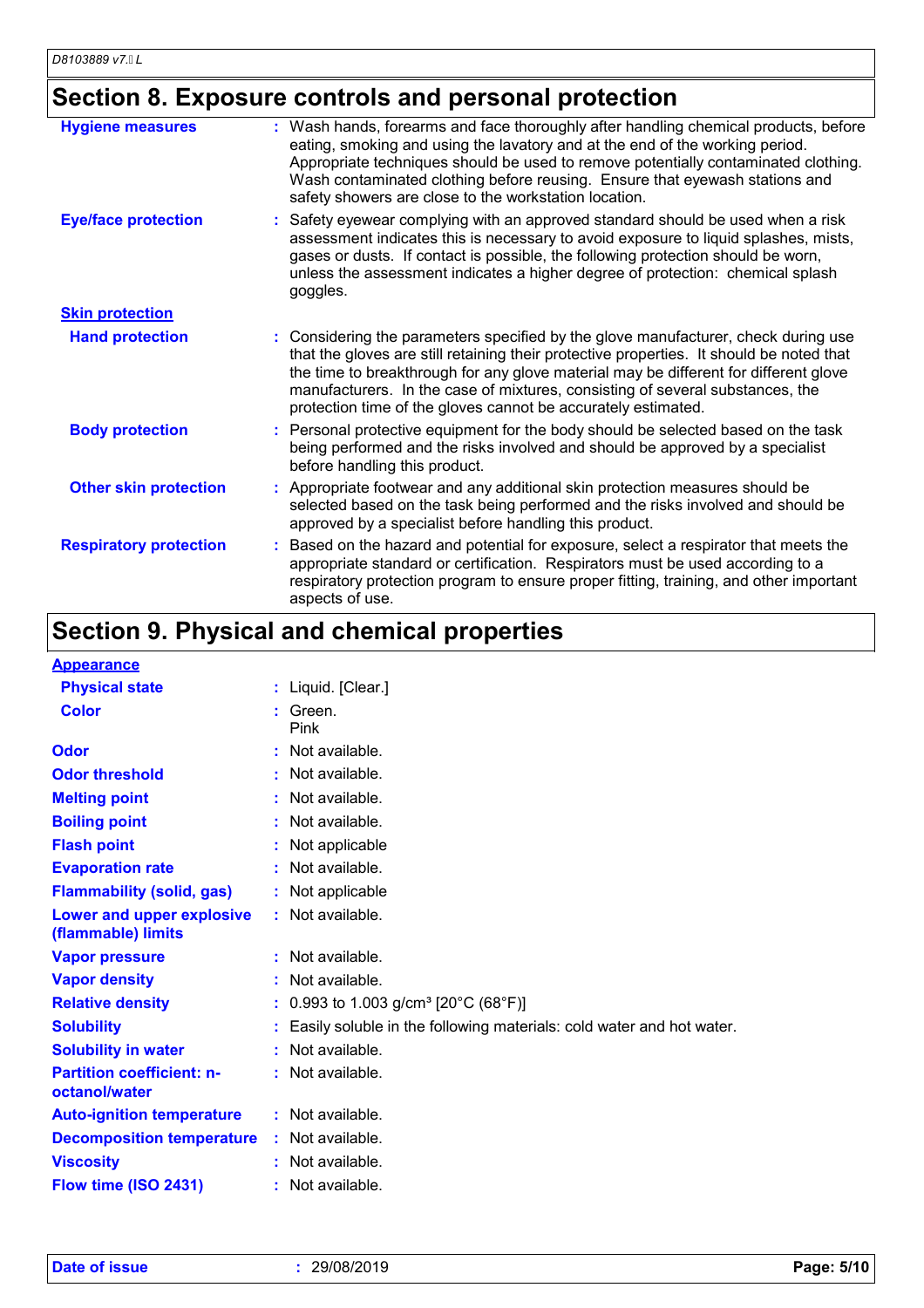## Section 8. Exposure controls and personal protection

**Hygiene measures** : Wash hands, forearms and face thoroughly after handling chemical products, before eating, smoking and using the lavatory and at the end of the working period. Appropriate techniques should be used to remove potentially contaminated clothing. Wash contaminated clothing before reusing. Ensure that eyewash stations and safety showers are close to the workstation location.

**Eye/face protection** : Safety eyewear complying with an approved standard should be used when a risk assessment indicates this is necessary to avoid exposure to liquid splashes, mists, gases or dusts. If contact is possible, the following protection should be worn, unless the assessment indicates a higher degree of protection: chemical splash goggles.

**Skin protection**

**Hand protection** : Considering the parameters specified by the glove manufacturer, check during use that the gloves are still retaining their protective properties. It should be noted that the time to breakthrough for any glove material may be different for different glove manufacturers. In the case of mixtures, consisting of several substances, the protection time of the gloves cannot be accurately estimated.

**Body protection** : Personal protective equipment for the body should be selected based on the task being performed and the risks involved and should be approved by a specialist before handling this product.

**Other skin protection** : Appropriate footwear and any additional skin protection measures should be selected based on the task being performed and the risks involved and should be approved by a specialist before handling this product.

**Respiratory protection** : Based on the hazard and potential for exposure, select a respirator that meets the appropriate standard or certification. Respirators must be used according to a respiratory protection program to ensure proper fitting, training, and other important aspects of use.

## Section 9. Physical and chemical properties

**Appearance**

**Physical state** : Liquid. [Clear.]

**Color** : Green.
Pink

**Odor** : Not available.

**Odor threshold** : Not available.

**Melting point** : Not available.

**Boiling point** : Not available.

**Flash point** : Not applicable

**Evaporation rate** : Not available.

**Flammability (solid, gas)** : Not applicable

**Lower and upper explosive (flammable) limits** : Not available.

**Vapor pressure** : Not available.

**Vapor density** : Not available.

**Relative density** : 0.993 to 1.003 g/cm³ [20°C (68°F)]

**Solubility** : Easily soluble in the following materials: cold water and hot water.

**Solubility in water** : Not available.

**Partition coefficient: n-octanol/water** : Not available.

**Auto-ignition temperature** : Not available.

**Decomposition temperature** : Not available.

**Viscosity** : Not available.

**Flow time (ISO 2431)** : Not available.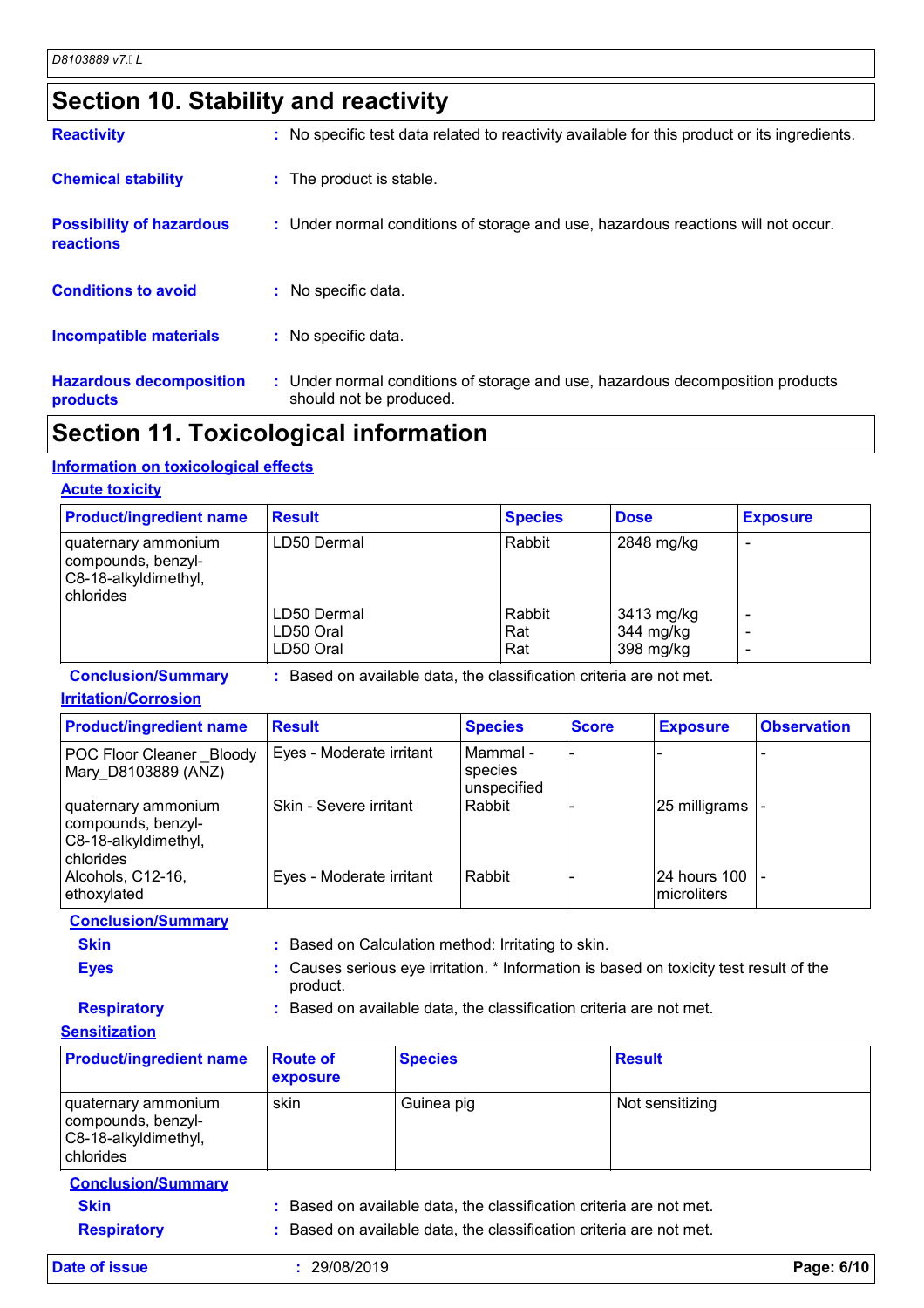# Section 10. Stability and reactivity

**Reactivity** : No specific test data related to reactivity available for this product or its ingredients.

**Chemical stability** : The product is stable.

**Possibility of hazardous reactions** : Under normal conditions of storage and use, hazardous reactions will not occur.

**Conditions to avoid** : No specific data.

**Incompatible materials** : No specific data.

**Hazardous decomposition products** : Under normal conditions of storage and use, hazardous decomposition products should not be produced.

# Section 11. Toxicological information

## Information on toxicological effects

### Acute toxicity

| Product/ingredient name | Result | Species | Dose | Exposure |
|---|---|---|---|---|
| quaternary ammonium compounds, benzyl-C8-18-alkyldimethyl, chlorides | LD50 Dermal | Rabbit | 2848 mg/kg | - |
| | LD50 Dermal | Rabbit | 3413 mg/kg | - |
| | LD50 Oral | Rat | 344 mg/kg | - |
| | LD50 Oral | Rat | 398 mg/kg | - |

**Conclusion/Summary** : Based on available data, the classification criteria are not met.

### Irritation/Corrosion

| Product/ingredient name | Result | Species | Score | Exposure | Observation |
|---|---|---|---|---|---|
| POC Floor Cleaner _Bloody Mary_D8103889 (ANZ) | Eyes - Moderate irritant | Mammal - species unspecified | - | - | - |
| quaternary ammonium compounds, benzyl-C8-18-alkyldimethyl, chlorides | Skin - Severe irritant | Rabbit | - | 25 milligrams | - |
| Alcohols, C12-16, ethoxylated | Eyes - Moderate irritant | Rabbit | - | 24 hours 100 microliters | - |

**Conclusion/Summary**

**Skin** : Based on Calculation method: Irritating to skin.

**Eyes** : Causes serious eye irritation. * Information is based on toxicity test result of the product.

**Respiratory** : Based on available data, the classification criteria are not met.

### Sensitization

| Product/ingredient name | Route of exposure | Species | Result |
|---|---|---|---|
| quaternary ammonium compounds, benzyl-C8-18-alkyldimethyl, chlorides | skin | Guinea pig | Not sensitizing |

**Conclusion/Summary**

**Skin** : Based on available data, the classification criteria are not met.

**Respiratory** : Based on available data, the classification criteria are not met.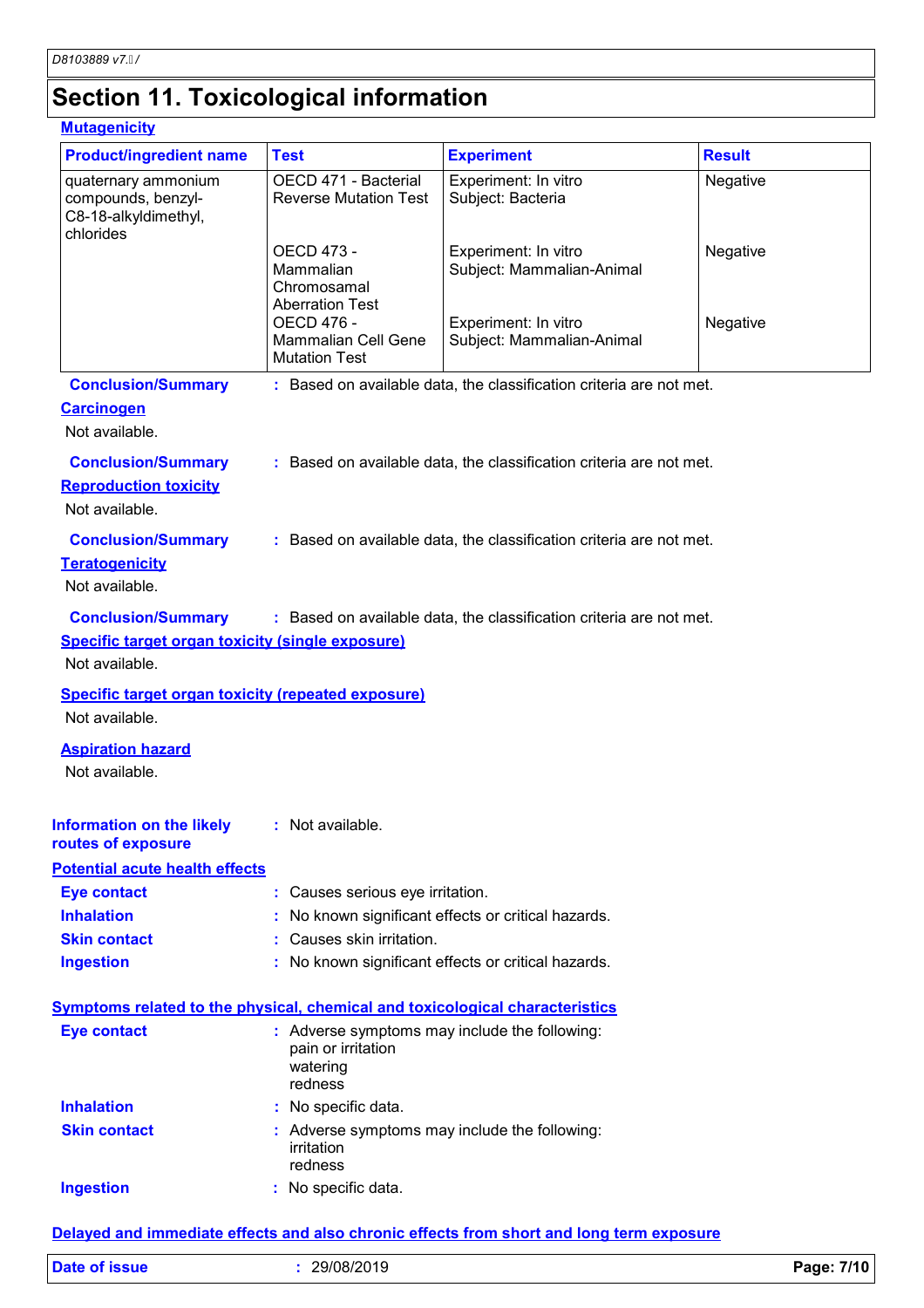# Section 11. Toxicological information

**Mutagenicity**

| Product/ingredient name | Test | Experiment | Result |
|---|---|---|---|
| quaternary ammonium compounds, benzyl-C8-18-alkyldimethyl, chlorides | OECD 471 - Bacterial Reverse Mutation Test | Experiment: In vitro<br>Subject: Bacteria | Negative |
| | OECD 473 - Mammalian Chromosamal Aberration Test | Experiment: In vitro<br>Subject: Mammalian-Animal | Negative |
| | OECD 476 - Mammalian Cell Gene Mutation Test | Experiment: In vitro<br>Subject: Mammalian-Animal | Negative |

**Conclusion/Summary** : Based on available data, the classification criteria are not met.

**Carcinogen**

Not available.

**Conclusion/Summary** : Based on available data, the classification criteria are not met.

**Reproduction toxicity**

Not available.

**Conclusion/Summary** : Based on available data, the classification criteria are not met.

**Teratogenicity**

Not available.

**Conclusion/Summary** : Based on available data, the classification criteria are not met.

**Specific target organ toxicity (single exposure)**

Not available.

**Specific target organ toxicity (repeated exposure)**

Not available.

**Aspiration hazard**

Not available.

**Information on the likely routes of exposure** : Not available.

**Potential acute health effects**

**Eye contact** : Causes serious eye irritation.
**Inhalation** : No known significant effects or critical hazards.
**Skin contact** : Causes skin irritation.
**Ingestion** : No known significant effects or critical hazards.

**Symptoms related to the physical, chemical and toxicological characteristics**

**Eye contact** : Adverse symptoms may include the following:
pain or irritation
watering
redness

**Inhalation** : No specific data.

**Skin contact** : Adverse symptoms may include the following:
irritation
redness

**Ingestion** : No specific data.

**Delayed and immediate effects and also chronic effects from short and long term exposure**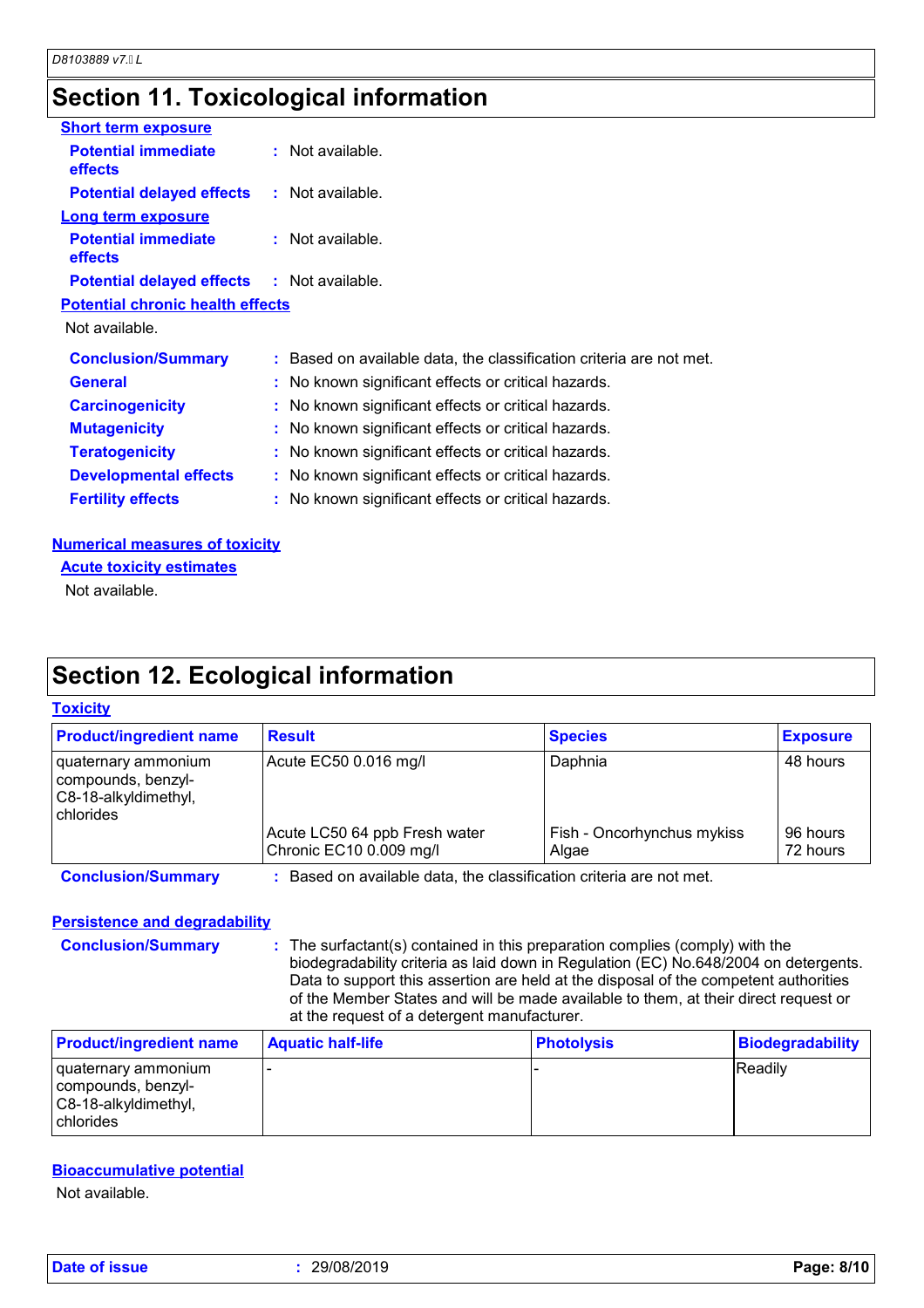## Section 11. Toxicological information

**Short term exposure**

**Potential immediate effects** : Not available.

**Potential delayed effects** : Not available.

**Long term exposure**

**Potential immediate effects** : Not available.

**Potential delayed effects** : Not available.

**Potential chronic health effects**

Not available.

**Conclusion/Summary** : Based on available data, the classification criteria are not met.

**General** : No known significant effects or critical hazards.

**Carcinogenicity** : No known significant effects or critical hazards.

**Mutagenicity** : No known significant effects or critical hazards.

**Teratogenicity** : No known significant effects or critical hazards.

**Developmental effects** : No known significant effects or critical hazards.

**Fertility effects** : No known significant effects or critical hazards.

**Numerical measures of toxicity**

**Acute toxicity estimates**

Not available.

## Section 12. Ecological information

**Toxicity**

| Product/ingredient name | Result | Species | Exposure |
|---|---|---|---|
| quaternary ammonium compounds, benzyl-C8-18-alkyldimethyl, chlorides | Acute EC50 0.016 mg/l | Daphnia | 48 hours |
| | Acute LC50 64 ppb Fresh water | Fish - Oncorhynchus mykiss | 96 hours |
| | Chronic EC10 0.009 mg/l | Algae | 72 hours |

**Conclusion/Summary** : Based on available data, the classification criteria are not met.

**Persistence and degradability**

**Conclusion/Summary** : The surfactant(s) contained in this preparation complies (comply) with the biodegradability criteria as laid down in Regulation (EC) No.648/2004 on detergents. Data to support this assertion are held at the disposal of the competent authorities of the Member States and will be made available to them, at their direct request or at the request of a detergent manufacturer.

| Product/ingredient name | Aquatic half-life | Photolysis | Biodegradability |
|---|---|---|---|
| quaternary ammonium compounds, benzyl-C8-18-alkyldimethyl, chlorides | - | - | Readily |

**Bioaccumulative potential**

Not available.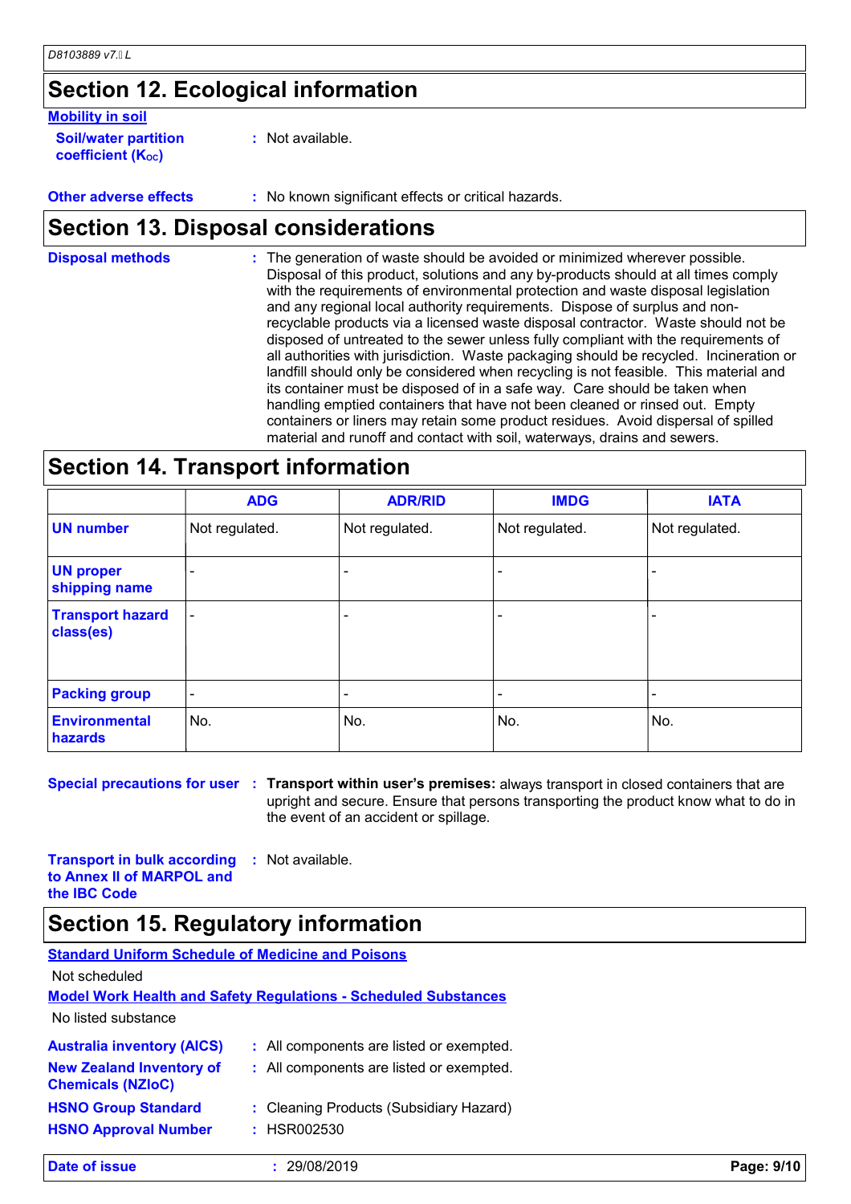## Section 12. Ecological information

**Mobility in soil**

**Soil/water partition coefficient ($K_{OC}$)** : Not available.

**Other adverse effects** : No known significant effects or critical hazards.

## Section 13. Disposal considerations

**Disposal methods** : The generation of waste should be avoided or minimized wherever possible. Disposal of this product, solutions and any by-products should at all times comply with the requirements of environmental protection and waste disposal legislation and any regional local authority requirements. Dispose of surplus and non-recyclable products via a licensed waste disposal contractor. Waste should not be disposed of untreated to the sewer unless fully compliant with the requirements of all authorities with jurisdiction. Waste packaging should be recycled. Incineration or landfill should only be considered when recycling is not feasible. This material and its container must be disposed of in a safe way. Care should be taken when handling emptied containers that have not been cleaned or rinsed out. Empty containers or liners may retain some product residues. Avoid dispersal of spilled material and runoff and contact with soil, waterways, drains and sewers.

## Section 14. Transport information

| | ADG | ADR/RID | IMDG | IATA |
|---|---|---|---|---|
| **UN number** | Not regulated. | Not regulated. | Not regulated. | Not regulated. |
| **UN proper shipping name** | - | - | - | - |
| **Transport hazard class(es)** | - | - | - | - |
| **Packing group** | - | - | - | - |
| **Environmental hazards** | No. | No. | No. | No. |

**Special precautions for user** : **Transport within user's premises:** always transport in closed containers that are upright and secure. Ensure that persons transporting the product know what to do in the event of an accident or spillage.

**Transport in bulk according to Annex II of MARPOL and the IBC Code** : Not available.

## Section 15. Regulatory information

**Standard Uniform Schedule of Medicine and Poisons**

Not scheduled

**Model Work Health and Safety Regulations - Scheduled Substances**

No listed substance

**Australia inventory (AICS)** : All components are listed or exempted.

**New Zealand Inventory of Chemicals (NZIoC)** : All components are listed or exempted.

**HSNO Group Standard** : Cleaning Products (Subsidiary Hazard)

**HSNO Approval Number** : HSR002530

**Date of issue** : 29/08/2019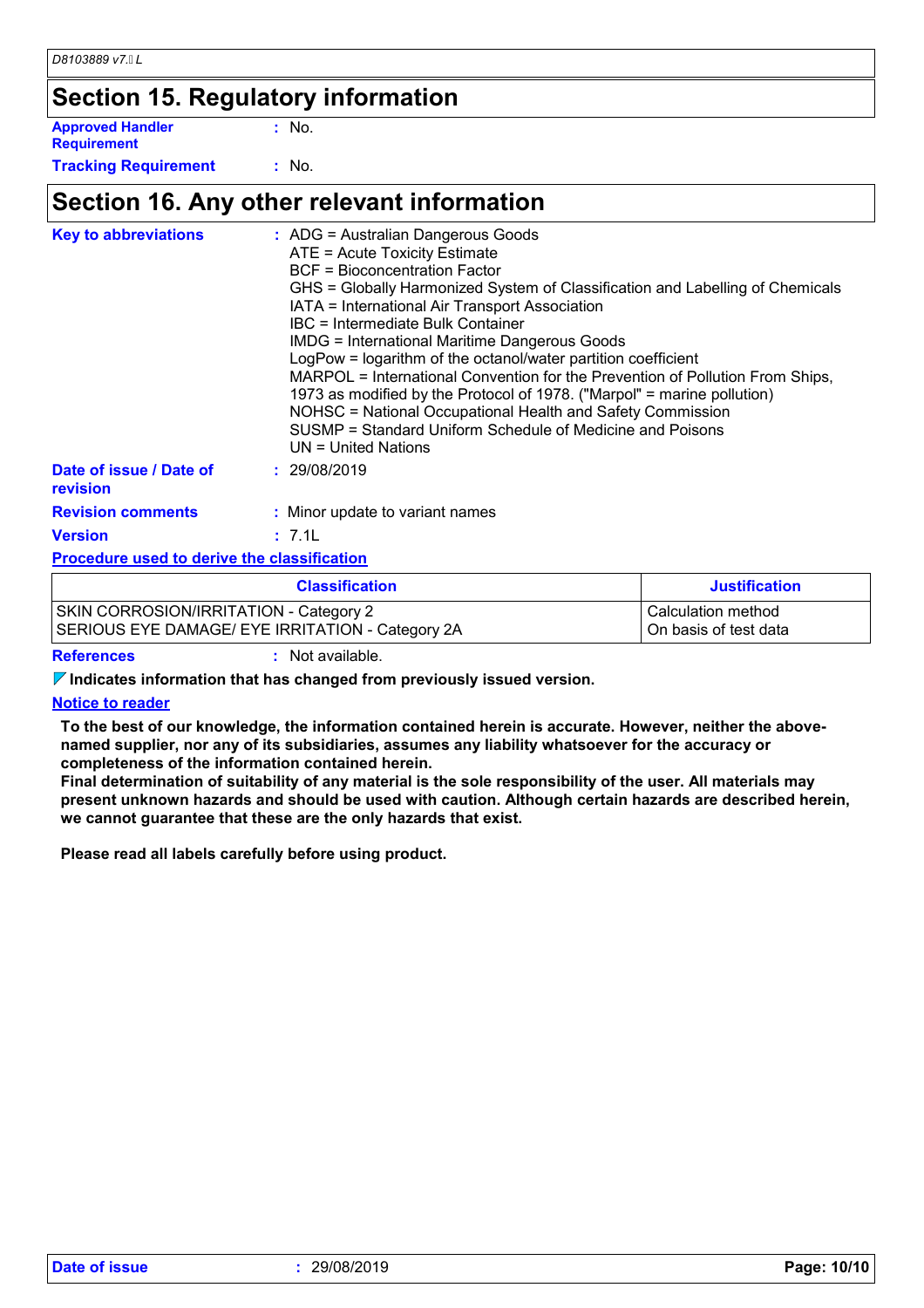## Section 15. Regulatory information

**Approved Handler Requirement** : No.

**Tracking Requirement** : No.

## Section 16. Any other relevant information

**Key to abbreviations** :
ADG = Australian Dangerous Goods
ATE = Acute Toxicity Estimate
BCF = Bioconcentration Factor
GHS = Globally Harmonized System of Classification and Labelling of Chemicals
IATA = International Air Transport Association
IBC = Intermediate Bulk Container
IMDG = International Maritime Dangerous Goods
LogPow = logarithm of the octanol/water partition coefficient
MARPOL = International Convention for the Prevention of Pollution From Ships, 1973 as modified by the Protocol of 1978. ("Marpol" = marine pollution)
NOHSC = National Occupational Health and Safety Commission
SUSMP = Standard Uniform Schedule of Medicine and Poisons
UN = United Nations

**Date of issue / Date of revision** : 29/08/2019

**Revision comments** : Minor update to variant names

**Version** : 7.1L

**Procedure used to derive the classification**

| Classification | Justification |
|---|---|
| SKIN CORROSION/IRRITATION - Category 2 | Calculation method |
| SERIOUS EYE DAMAGE/ EYE IRRITATION - Category 2A | On basis of test data |

**References** : Not available.

**Indicates information that has changed from previously issued version.**

**Notice to reader**

**To the best of our knowledge, the information contained herein is accurate. However, neither the above-named supplier, nor any of its subsidiaries, assumes any liability whatsoever for the accuracy or completeness of the information contained herein.**
**Final determination of suitability of any material is the sole responsibility of the user. All materials may present unknown hazards and should be used with caution. Although certain hazards are described herein, we cannot guarantee that these are the only hazards that exist.**

**Please read all labels carefully before using product.**